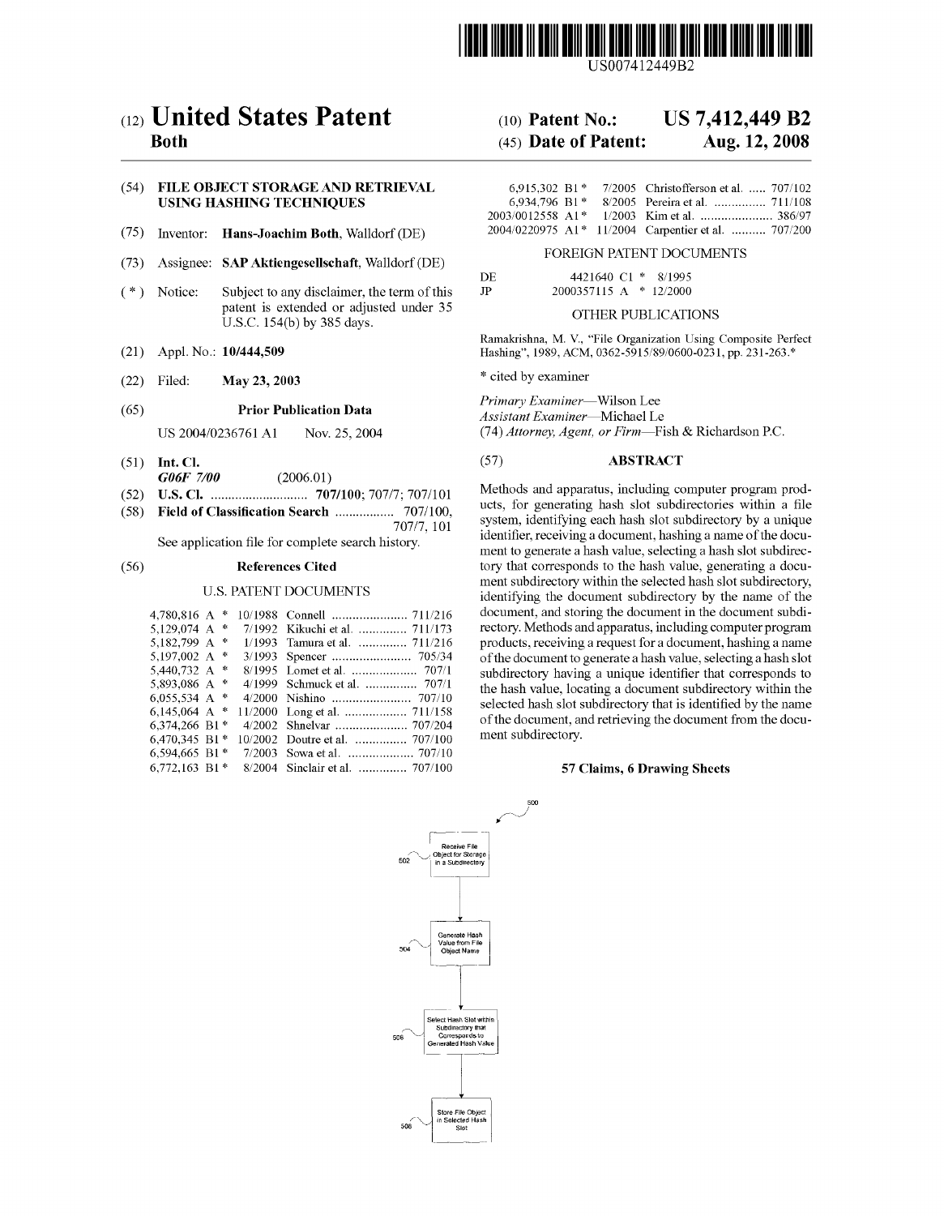US007412449B2

# (12) United States Patent
**Both**

**(10) Patent No.: US 7,412,449 B2**

**(45) Date of Patent: Aug. 12, 2008**

(54) **FILE OBJECT STORAGE AND RETRIEVAL USING HASHING TECHNIQUES**

(75) Inventor: **Hans-Joachim Both**, Walldorf (DE)

(73) Assignee: **SAP Aktiengesellschaft**, Walldorf (DE)

(*) Notice: Subject to any disclaimer, the term of this patent is extended or adjusted under 35 U.S.C. 154(b) by 385 days.

(21) Appl. No.: **10/444,509**

(22) Filed: **May 23, 2003**

(65) **Prior Publication Data**

US 2004/0236761 A1 Nov. 25, 2004

(51) **Int. Cl.**
***G06F 7/00*** (2006.01)

(52) **U.S. Cl.** .......................... **707/100**; 707/7; 707/101

(58) **Field of Classification Search** ................ 707/100, 707/7, 101

See application file for complete search history.

(56) **References Cited**

U.S. PATENT DOCUMENTS

| | | | |
|---|---|---|---|
| 4,780,816 A * | 10/1988 | Connell | 711/216 |
| 5,129,074 A * | 7/1992 | Kikuchi et al. | 711/173 |
| 5,182,799 A * | 1/1993 | Tamura et al. | 711/216 |
| 5,197,002 A * | 3/1993 | Spencer | 705/34 |
| 5,440,732 A * | 8/1995 | Lomet et al. | 707/1 |
| 5,893,086 A * | 4/1999 | Schmuck et al. | 707/1 |
| 6,055,534 A * | 4/2000 | Nishino | 707/10 |
| 6,145,064 A * | 11/2000 | Long et al. | 711/158 |
| 6,374,266 B1 * | 4/2002 | Shnelvar | 707/204 |
| 6,470,345 B1 * | 10/2002 | Doutre et al. | 707/100 |
| 6,594,665 B1 * | 7/2003 | Sowa et al. | 707/10 |
| 6,772,163 B1 * | 8/2004 | Sinclair et al. | 707/100 |
| 6,915,302 B1 * | 7/2005 | Christofferson et al. | 707/102 |
| 6,934,796 B1 * | 8/2005 | Pereira et al. | 711/108 |
| 2003/0012558 A1 * | 1/2003 | Kim et al. | 386/97 |
| 2004/0220975 A1 * | 11/2004 | Carpentier et al. | 707/200 |

FOREIGN PATENT DOCUMENTS

| | | |
|---|---|---|
| DE | 4421640 C1 * | 8/1995 |
| JP | 2000357115 A * | 12/2000 |

OTHER PUBLICATIONS

Ramakrishna, M. V., "File Organization Using Composite Perfect Hashing", 1989, ACM, 0362-5915/89/0600-0231, pp. 231-263.*

* cited by examiner

*Primary Examiner*—Wilson Lee
*Assistant Examiner*—Michael Le
(74) *Attorney, Agent, or Firm*—Fish & Richardson P.C.

(57) **ABSTRACT**

Methods and apparatus, including computer program products, for generating hash slot subdirectories within a file system, identifying each hash slot subdirectory by a unique identifier, receiving a document, hashing a name of the document to generate a hash value, selecting a hash slot subdirectory that corresponds to the hash value, generating a document subdirectory within the selected hash slot subdirectory, identifying the document subdirectory by the name of the document, and storing the document in the document subdirectory. Methods and apparatus, including computer program products, receiving a request for a document, hashing a name of the document to generate a hash value, selecting a hash slot subdirectory having a unique identifier that corresponds to the hash value, locating a document subdirectory within the selected hash slot subdirectory that is identified by the name of the document, and retrieving the document from the document subdirectory.

**57 Claims, 6 Drawing Sheets**

500

502 Receive File Object for Storage in a Subdirectory

504 Generate Hash Value from File Object Name

506 Select Hash Slot within Subdirectory that Corresponds to Generated Hash Value

508 Store File Object in Selected Hash Slot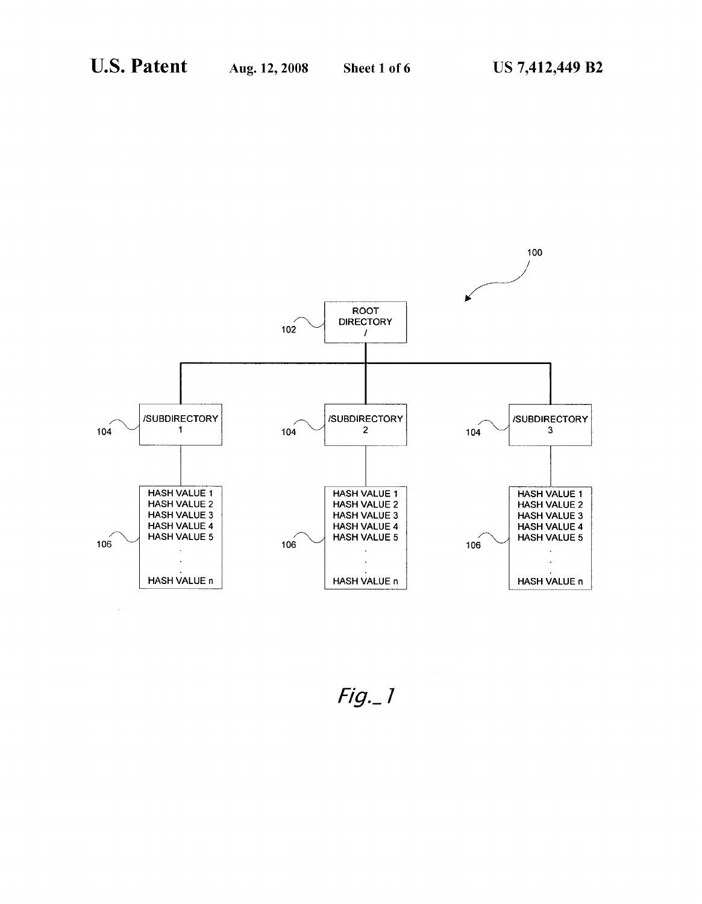100

ROOT DIRECTORY /

102

/SUBDIRECTORY 1

104

/SUBDIRECTORY 2

104

/SUBDIRECTORY 3

104

HASH VALUE 1
HASH VALUE 2
HASH VALUE 3
HASH VALUE 4
HASH VALUE 5
.
.
.
HASH VALUE n

106

HASH VALUE 1
HASH VALUE 2
HASH VALUE 3
HASH VALUE 4
HASH VALUE 5
.
.
.
HASH VALUE n

106

HASH VALUE 1
HASH VALUE 2
HASH VALUE 3
HASH VALUE 4
HASH VALUE 5
.
.
.
HASH VALUE n

106

*Fig._1*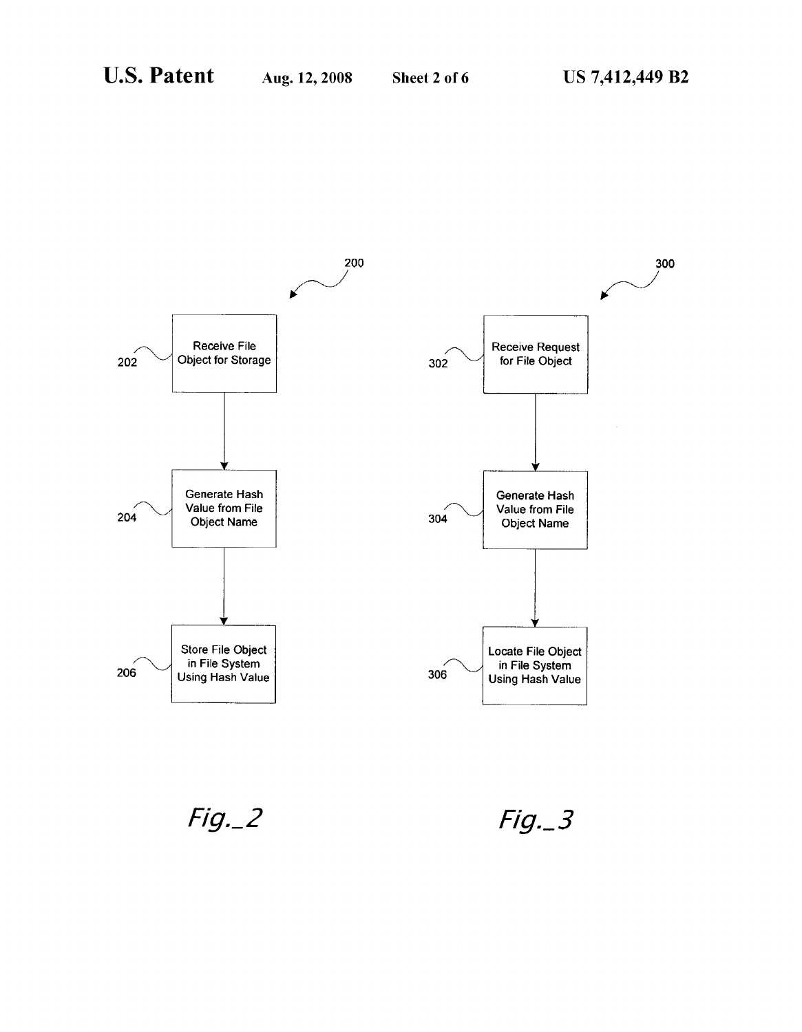200

Receive File Object for Storage (202)

Generate Hash Value from File Object Name (204)

Store File Object in File System Using Hash Value (206)

Fig._2

300

Receive Request for File Object (302)

Generate Hash Value from File Object Name (304)

Locate File Object in File System Using Hash Value (306)

Fig._3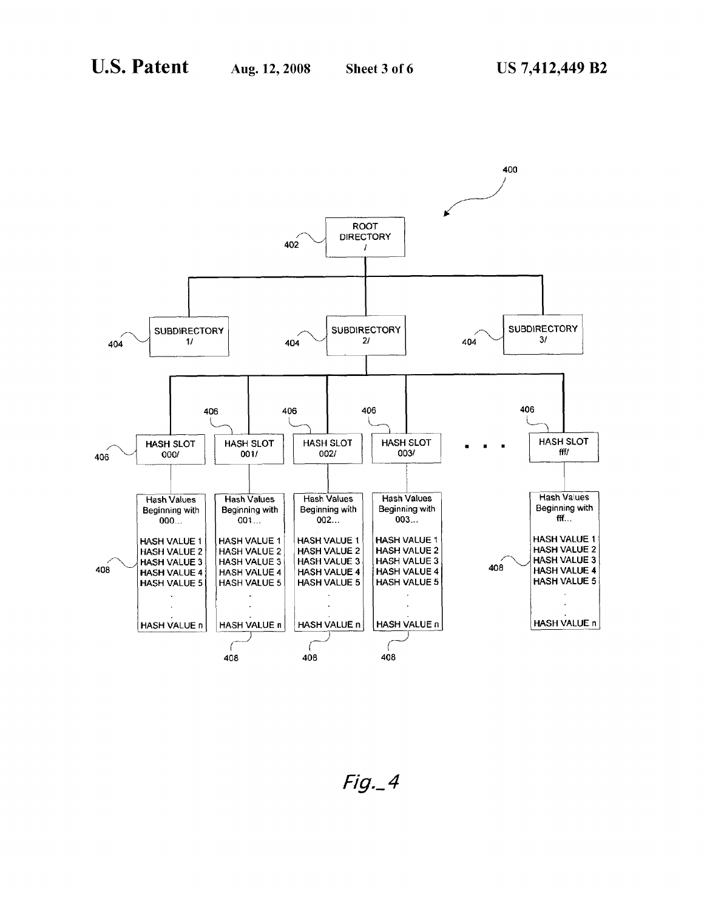400

ROOT DIRECTORY / (402)

SUBDIRECTORY 1/ (404)

SUBDIRECTORY 2/ (404)

SUBDIRECTORY 3/ (404)

HASH SLOT 000/ (406)

HASH SLOT 001/ (406)

HASH SLOT 002/ (406)

HASH SLOT 003/ (406)

. . .

HASH SLOT fff/ (406)

| Hash Values Beginning with 000... | Hash Values Beginning with 001... | Hash Values Beginning with 002... | Hash Values Beginning with 003... | Hash Values Beginning with fff... |
|---|---|---|---|---|
| HASH VALUE 1 | HASH VALUE 1 | HASH VALUE 1 | HASH VALUE 1 | HASH VALUE 1 |
| HASH VALUE 2 | HASH VALUE 2 | HASH VALUE 2 | HASH VALUE 2 | HASH VALUE 2 |
| HASH VALUE 3 | HASH VALUE 3 | HASH VALUE 3 | HASH VALUE 3 | HASH VALUE 3 |
| HASH VALUE 4 | HASH VALUE 4 | HASH VALUE 4 | HASH VALUE 4 | HASH VALUE 4 |
| HASH VALUE 5 | HASH VALUE 5 | HASH VALUE 5 | HASH VALUE 5 | HASH VALUE 5 |
| . . . | . . . | . . . | . . . | . . . |
| HASH VALUE n | HASH VALUE n | HASH VALUE n | HASH VALUE n | HASH VALUE n |
| 408 | 408 | 408 | 408 | 408 |

*Fig._4*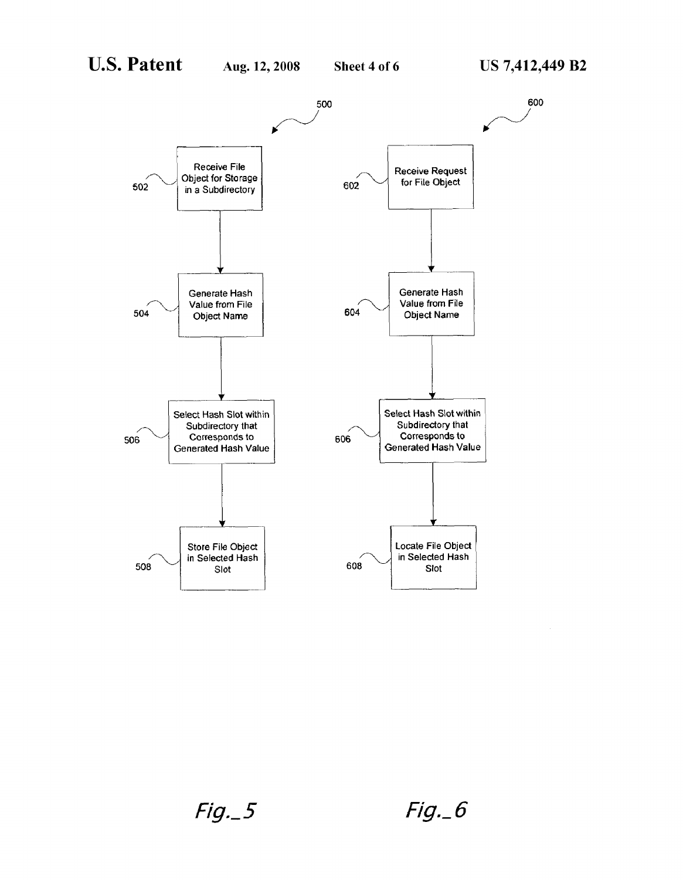500

502 Receive File Object for Storage in a Subdirectory

504 Generate Hash Value from File Object Name

506 Select Hash Slot within Subdirectory that Corresponds to Generated Hash Value

508 Store File Object in Selected Hash Slot

Fig._5

600

602 Receive Request for File Object

604 Generate Hash Value from File Object Name

606 Select Hash Slot within Subdirectory that Corresponds to Generated Hash Value

608 Locate File Object in Selected Hash Slot

Fig._6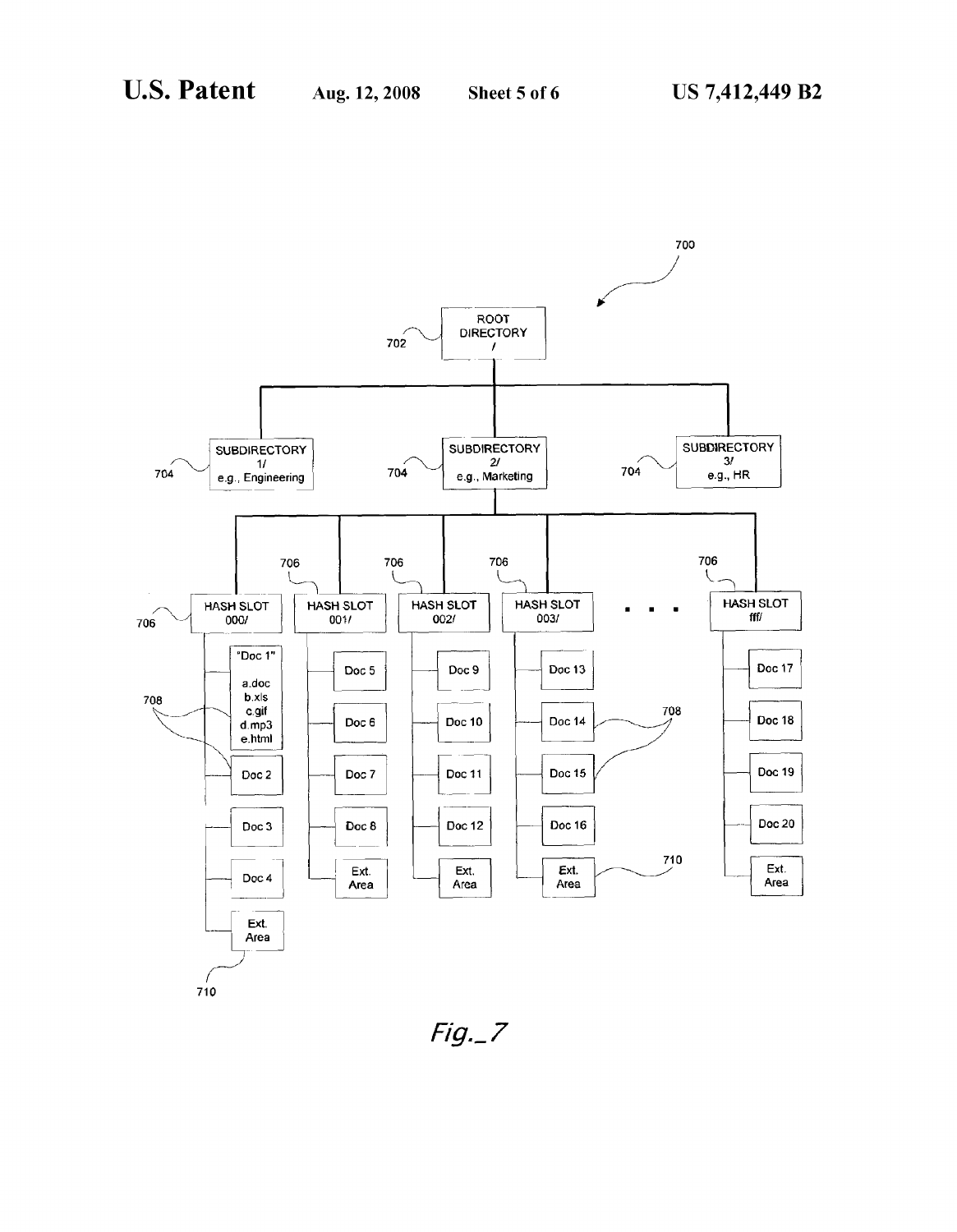700

ROOT DIRECTORY /

702

SUBDIRECTORY 1/ e.g., Engineering

SUBDIRECTORY 2/ e.g., Marketing

SUBDIRECTORY 3/ e.g., HR

704

HASH SLOT 000/

HASH SLOT 001/

HASH SLOT 002/

HASH SLOT 003/

HASH SLOT fff/

706

"Doc 1"
a.doc
b.xls
c.gif
d.mp3
e.html

Doc 2

Doc 3

Doc 4

Ext. Area

Doc 5

Doc 6

Doc 7

Doc 8

Ext. Area

Doc 9

Doc 10

Doc 11

Doc 12

Ext. Area

Doc 13

Doc 14

Doc 15

Doc 16

Ext. Area

Doc 17

Doc 18

Doc 19

Doc 20

Ext. Area

708

710

*Fig._7*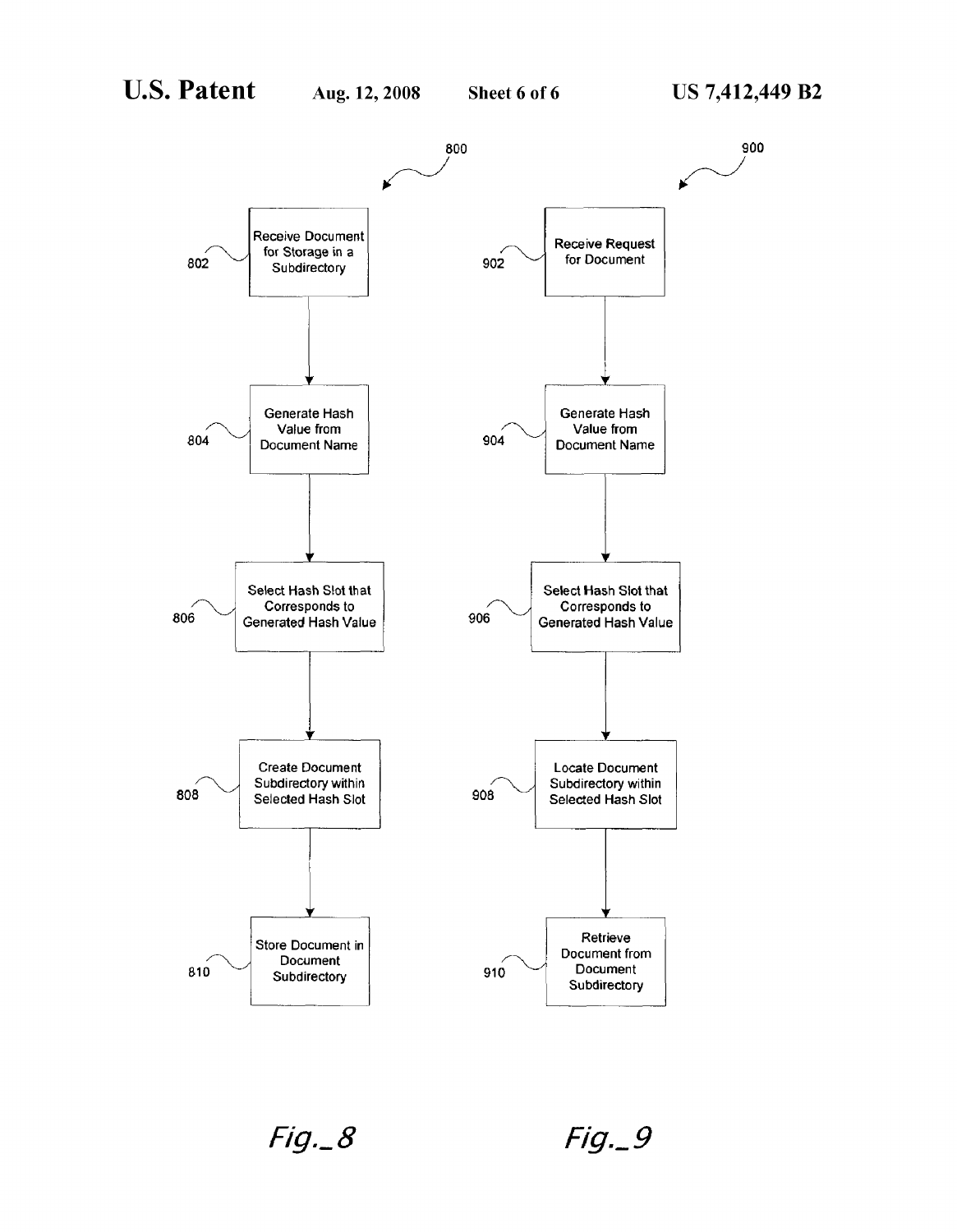800

802 Receive Document for Storage in a Subdirectory

804 Generate Hash Value from Document Name

806 Select Hash Slot that Corresponds to Generated Hash Value

808 Create Document Subdirectory within Selected Hash Slot

810 Store Document in Document Subdirectory

Fig._8

900

902 Receive Request for Document

904 Generate Hash Value from Document Name

906 Select Hash Slot that Corresponds to Generated Hash Value

908 Locate Document Subdirectory within Selected Hash Slot

910 Retrieve Document from Document Subdirectory

Fig._9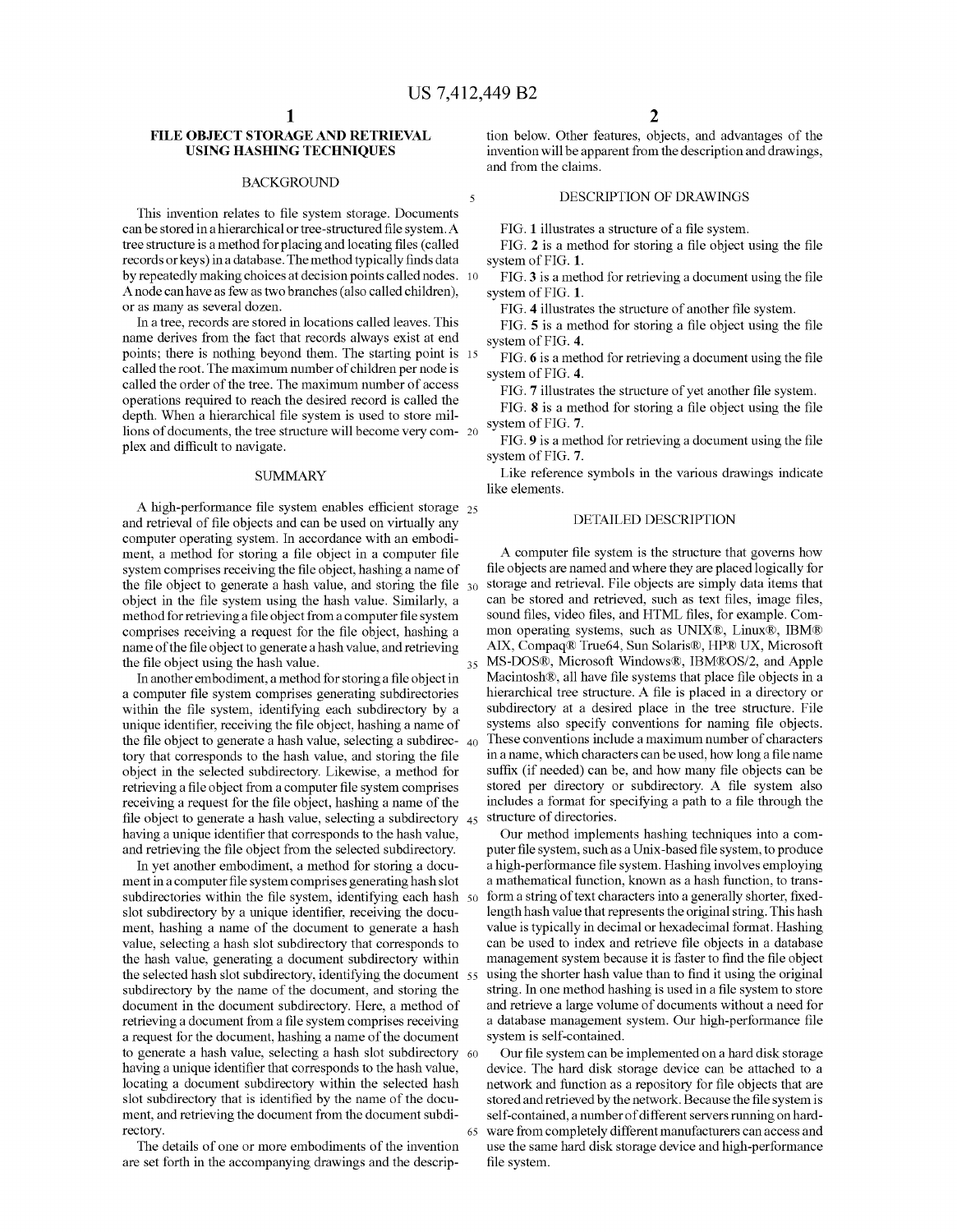# FILE OBJECT STORAGE AND RETRIEVAL USING HASHING TECHNIQUES

## BACKGROUND

This invention relates to file system storage. Documents can be stored in a hierarchical or tree-structured file system. A tree structure is a method for placing and locating files (called records or keys) in a database. The method typically finds data by repeatedly making choices at decision points called nodes. A node can have as few as two branches (also called children), or as many as several dozen.

In a tree, records are stored in locations called leaves. This name derives from the fact that records always exist at end points; there is nothing beyond them. The starting point is called the root. The maximum number of children per node is called the order of the tree. The maximum number of access operations required to reach the desired record is called the depth. When a hierarchical file system is used to store millions of documents, the tree structure will become very complex and difficult to navigate.

## SUMMARY

A high-performance file system enables efficient storage and retrieval of file objects and can be used on virtually any computer operating system. In accordance with an embodiment, a method for storing a file object in a computer file system comprises receiving the file object, hashing a name of the file object to generate a hash value, and storing the file object in the file system using the hash value. Similarly, a method for retrieving a file object from a computer file system comprises receiving a request for the file object, hashing a name of the file object to generate a hash value, and retrieving the file object using the hash value.

In another embodiment, a method for storing a file object in a computer file system comprises generating subdirectories within the file system, identifying each subdirectory by a unique identifier, receiving the file object, hashing a name of the file object to generate a hash value, selecting a subdirectory that corresponds to the hash value, and storing the file object in the selected subdirectory. Likewise, a method for retrieving a file object from a computer file system comprises receiving a request for the file object, hashing a name of the file object to generate a hash value, selecting a subdirectory having a unique identifier that corresponds to the hash value, and retrieving the file object from the selected subdirectory.

In yet another embodiment, a method for storing a document in a computer file system comprises generating hash slot subdirectories within the file system, identifying each hash slot subdirectory by a unique identifier, receiving the document, hashing a name of the document to generate a hash value, selecting a hash slot subdirectory that corresponds to the hash value, generating a document subdirectory within the selected hash slot subdirectory, identifying the document subdirectory by the name of the document, and storing the document in the document subdirectory. Here, a method of retrieving a document from a file system comprises receiving a request for the document, hashing a name of the document to generate a hash value, selecting a hash slot subdirectory having a unique identifier that corresponds to the hash value, locating a document subdirectory within the selected hash slot subdirectory that is identified by the name of the document, and retrieving the document from the document subdirectory.

The details of one or more embodiments of the invention are set forth in the accompanying drawings and the description below. Other features, objects, and advantages of the invention will be apparent from the description and drawings, and from the claims.

## DESCRIPTION OF DRAWINGS

FIG. **1** illustrates a structure of a file system.

FIG. **2** is a method for storing a file object using the file system of FIG. **1**.

FIG. **3** is a method for retrieving a document using the file system of FIG. **1**.

FIG. **4** illustrates the structure of another file system.

FIG. **5** is a method for storing a file object using the file system of FIG. **4**.

FIG. **6** is a method for retrieving a document using the file system of FIG. **4**.

FIG. **7** illustrates the structure of yet another file system.

FIG. **8** is a method for storing a file object using the file system of FIG. **7**.

FIG. **9** is a method for retrieving a document using the file system of FIG. **7**.

Like reference symbols in the various drawings indicate like elements.

## DETAILED DESCRIPTION

A computer file system is the structure that governs how file objects are named and where they are placed logically for storage and retrieval. File objects are simply data items that can be stored and retrieved, such as text files, image files, sound files, video files, and HTML files, for example. Common operating systems, such as UNIX®, Linux®, IBM® AIX, Compaq® True64, Sun Solaris®, HP® UX, Microsoft MS-DOS®, Microsoft Windows®, IBM®OS/2, and Apple Macintosh®, all have file systems that place file objects in a hierarchical tree structure. A file is placed in a directory or subdirectory at a desired place in the tree structure. File systems also specify conventions for naming file objects. These conventions include a maximum number of characters in a name, which characters can be used, how long a file name suffix (if needed) can be, and how many file objects can be stored per directory or subdirectory. A file system also includes a format for specifying a path to a file through the structure of directories.

Our method implements hashing techniques into a computer file system, such as a Unix-based file system, to produce a high-performance file system. Hashing involves employing a mathematical function, known as a hash function, to transform a string of text characters into a generally shorter, fixed-length hash value that represents the original string. This hash value is typically in decimal or hexadecimal format. Hashing can be used to index and retrieve file objects in a database management system because it is faster to find the file object using the shorter hash value than to find it using the original string. In one method hashing is used in a file system to store and retrieve a large volume of documents without a need for a database management system. Our high-performance file system is self-contained.

Our file system can be implemented on a hard disk storage device. The hard disk storage device can be attached to a network and function as a repository for file objects that are stored and retrieved by the network. Because the file system is self-contained, a number of different servers running on hardware from completely different manufacturers can access and use the same hard disk storage device and high-performance file system.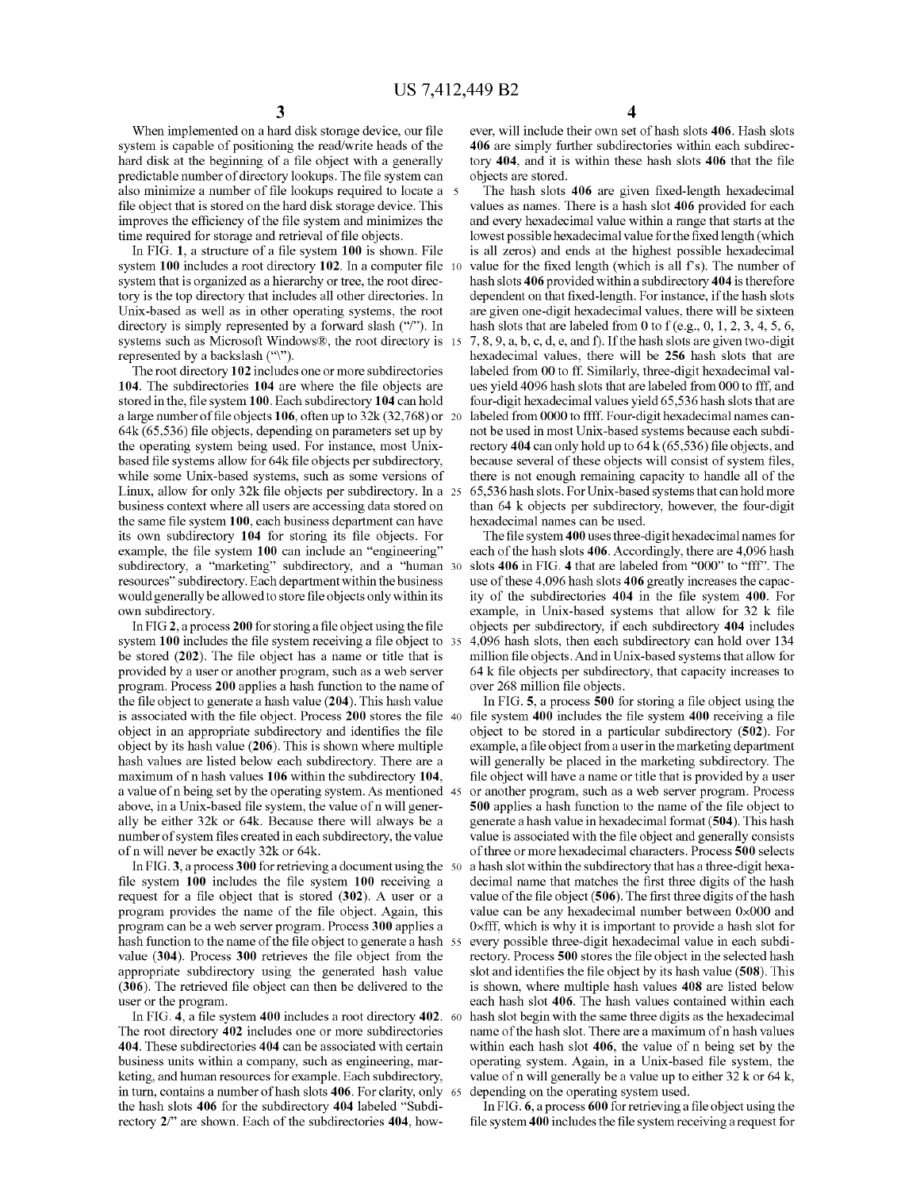When implemented on a hard disk storage device, our file system is capable of positioning the read/write heads of the hard disk at the beginning of a file object with a generally predictable number of directory lookups. The file system can also minimize a number of file lookups required to locate a file object that is stored on the hard disk storage device. This improves the efficiency of the file system and minimizes the time required for storage and retrieval of file objects.

In FIG. 1, a structure of a file system **100** is shown. File system **100** includes a root directory **102**. In a computer file system that is organized as a hierarchy or tree, the root directory is the top directory that includes all other directories. In Unix-based as well as in other operating systems, the root directory is simply represented by a forward slash ("/"). In systems such as Microsoft Windows®, the root directory is represented by a backslash ("\").

The root directory **102** includes one or more subdirectories **104**. The subdirectories **104** are where the file objects are stored in the, file system **100**. Each subdirectory **104** can hold a large number of file objects **106**, often up to 32k (32,768) or 64k (65,536) file objects, depending on parameters set up by the operating system being used. For instance, most Unix-based file systems allow for 64k file objects per subdirectory, while some Unix-based systems, such as some versions of Linux, allow for only 32k file objects per subdirectory. In a business context where all users are accessing data stored on the same file system **100**, each business department can have its own subdirectory **104** for storing its file objects. For example, the file system **100** can include an "engineering" subdirectory, a "marketing" subdirectory, and a "human resources" subdirectory. Each department within the business would generally be allowed to store file objects only within its own subdirectory.

In FIG **2**, a process **200** for storing a file object using the file system **100** includes the file system receiving a file object to be stored (**202**). The file object has a name or title that is provided by a user or another program, such as a web server program. Process **200** applies a hash function to the name of the file object to generate a hash value (**204**). This hash value is associated with the file object. Process **200** stores the file object in an appropriate subdirectory and identifies the file object by its hash value (**206**). This is shown where multiple hash values are listed below each subdirectory. There are a maximum of n hash values **106** within the subdirectory **104**, a value of n being set by the operating system. As mentioned above, in a Unix-based file system, the value of n will generally be either 32k or 64k. Because there will always be a number of system files created in each subdirectory, the value of n will never be exactly 32k or 64k.

In FIG. **3**, a process **300** for retrieving a document using the file system **100** includes the file system **100** receiving a request for a file object that is stored (**302**). A user or a program provides the name of the file object. Again, this program can be a web server program. Process **300** applies a hash function to the name of the file object to generate a hash value (**304**). Process **300** retrieves the file object from the appropriate subdirectory using the generated hash value (**306**). The retrieved file object can then be delivered to the user or the program.

In FIG. **4**, a file system **400** includes a root directory **402**. The root directory **402** includes one or more subdirectories **404**. These subdirectories **404** can be associated with certain business units within a company, such as engineering, marketing, and human resources for example. Each subdirectory, in turn, contains a number of hash slots **406**. For clarity, only the hash slots **406** for the subdirectory **404** labeled "Subdirectory 2/" are shown. Each of the subdirectories **404**, however, will include their own set of hash slots **406**. Hash slots **406** are simply further subdirectories within each subdirectory **404**, and it is within these hash slots **406** that the file objects are stored.

The hash slots **406** are given fixed-length hexadecimal values as names. There is a hash slot **406** provided for each and every hexadecimal value within a range that starts at the lowest possible hexadecimal value for the fixed length (which is all zeros) and ends at the highest possible hexadecimal value for the fixed length (which is all f's). The number of hash slots **406** provided within a subdirectory **404** is therefore dependent on that fixed-length. For instance, if the hash slots are given one-digit hexadecimal values, there will be sixteen hash slots that are labeled from 0 to f (e.g., 0, 1, 2, 3, 4, 5, 6, 7, 8, 9, a, b, c, d, e, and f). If the hash slots are given two-digit hexadecimal values, there will be **256** hash slots that are labeled from 00 to ff. Similarly, three-digit hexadecimal values yield 4096 hash slots that are labeled from 000 to fff, and four-digit hexadecimal values yield 65,536 hash slots that are labeled from 0000 to ffff. Four-digit hexadecimal names cannot be used in most Unix-based systems because each subdirectory **404** can only hold up to 64 k (65,536) file objects, and because several of these objects will consist of system files, there is not enough remaining capacity to handle all of the 65,536 hash slots. For Unix-based systems that can hold more than 64 k objects per subdirectory, however, the four-digit hexadecimal names can be used.

The file system **400** uses three-digit hexadecimal names for each of the hash slots **406**. Accordingly, there are 4,096 hash slots **406** in FIG. **4** that are labeled from "000" to "fff". The use of these 4,096 hash slots **406** greatly increases the capacity of the subdirectories **404** in the file system **400**. For example, in Unix-based systems that allow for 32 k file objects per subdirectory, if each subdirectory **404** includes 4,096 hash slots, then each subdirectory can hold over 134 million file objects. And in Unix-based systems that allow for 64 k file objects per subdirectory, that capacity increases to over 268 million file objects.

In FIG. **5**, a process **500** for storing a file object using the file system **400** includes the file system **400** receiving a file object to be stored in a particular subdirectory (**502**). For example, a file object from a user in the marketing department will generally be placed in the marketing subdirectory. The file object will have a name or title that is provided by a user or another program, such as a web server program. Process **500** applies a hash function to the name of the file object to generate a hash value in hexadecimal format (**504**). This hash value is associated with the file object and generally consists of three or more hexadecimal characters. Process **500** selects a hash slot within the subdirectory that has a three-digit hexadecimal name that matches the first three digits of the hash value of the file object (**506**). The first three digits of the hash value can be any hexadecimal number between 0×000 and 0×fff, which is why it is important to provide a hash slot for every possible three-digit hexadecimal value in each subdirectory. Process **500** stores the file object in the selected hash slot and identifies the file object by its hash value (**508**). This is shown, where multiple hash values **408** are listed below each hash slot **406**. The hash values contained within each hash slot begin with the same three digits as the hexadecimal name of the hash slot. There are a maximum of n hash values within each hash slot **406**, the value of n being set by the operating system. Again, in a Unix-based file system, the value of n will generally be a value up to either 32 k or 64 k, depending on the operating system used.

In FIG. **6**, a process **600** for retrieving a file object using the file system **400** includes the file system receiving a request for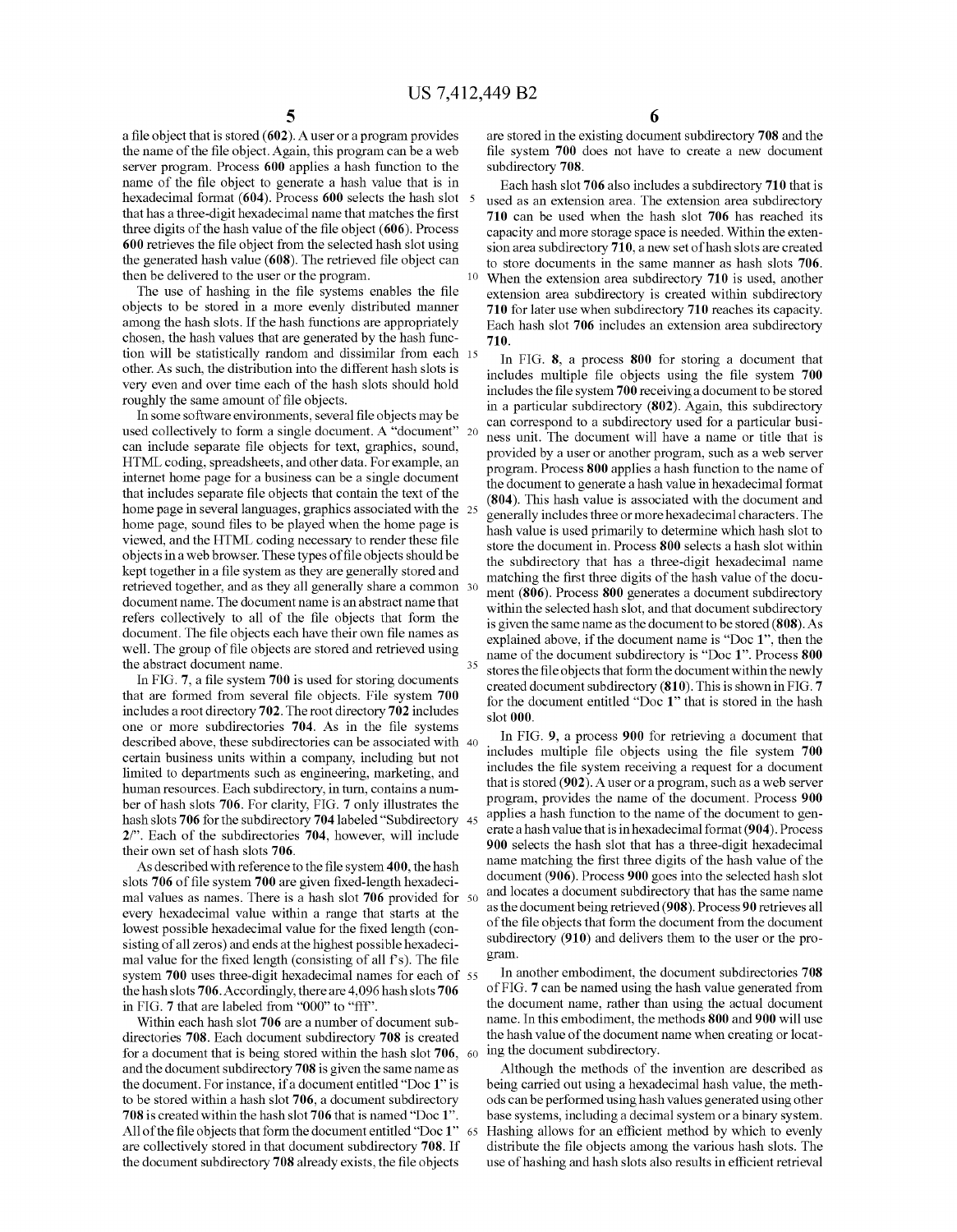a file object that is stored (**602**). A user or a program provides the name of the file object. Again, this program can be a web server program. Process **600** applies a hash function to the name of the file object to generate a hash value that is in hexadecimal format (**604**). Process **600** selects the hash slot that has a three-digit hexadecimal name that matches the first three digits of the hash value of the file object (**606**). Process **600** retrieves the file object from the selected hash slot using the generated hash value (**608**). The retrieved file object can then be delivered to the user or the program.

The use of hashing in the file systems enables the file objects to be stored in a more evenly distributed manner among the hash slots. If the hash functions are appropriately chosen, the hash values that are generated by the hash function will be statistically random and dissimilar from each other. As such, the distribution into the different hash slots is very even and over time each of the hash slots should hold roughly the same amount of file objects.

In some software environments, several file objects may be used collectively to form a single document. A "document" can include separate file objects for text, graphics, sound, HTML coding, spreadsheets, and other data. For example, an internet home page for a business can be a single document that includes separate file objects that contain the text of the home page in several languages, graphics associated with the home page, sound files to be played when the home page is viewed, and the HTML coding necessary to render these file objects in a web browser. These types of file objects should be kept together in a file system as they are generally stored and retrieved together, and as they all generally share a common document name. The document name is an abstract name that refers collectively to all of the file objects that form the document. The file objects each have their own file names as well. The group of file objects are stored and retrieved using the abstract document name.

In FIG. **7**, a file system **700** is used for storing documents that are formed from several file objects. File system **700** includes a root directory **702**. The root directory **702** includes one or more subdirectories **704**. As in the file systems described above, these subdirectories can be associated with certain business units within a company, including but not limited to departments such as engineering, marketing, and human resources. Each subdirectory, in turn, contains a number of hash slots **706**. For clarity, FIG. **7** only illustrates the hash slots **706** for the subdirectory **704** labeled "Subdirectory **2**/". Each of the subdirectories **704**, however, will include their own set of hash slots **706**.

As described with reference to the file system **400**, the hash slots **706** of file system **700** are given fixed-length hexadecimal values as names. There is a hash slot **706** provided for every hexadecimal value within a range that starts at the lowest possible hexadecimal value for the fixed length (consisting of all zeros) and ends at the highest possible hexadecimal value for the fixed length (consisting of all f's). The file system **700** uses three-digit hexadecimal names for each of the hash slots **706**. Accordingly, there are 4,096 hash slots **706** in FIG. **7** that are labeled from "000" to "fff".

Within each hash slot **706** are a number of document subdirectories **708**. Each document subdirectory **708** is created for a document that is being stored within the hash slot **706**, and the document subdirectory **708** is given the same name as the document. For instance, if a document entitled "Doc **1**" is to be stored within a hash slot **706**, a document subdirectory **708** is created within the hash slot **706** that is named "Doc **1**". All of the file objects that form the document entitled "Doc **1**" are collectively stored in that document subdirectory **708**. If the document subdirectory **708** already exists, the file objects are stored in the existing document subdirectory **708** and the file system **700** does not have to create a new document subdirectory **708**.

Each hash slot **706** also includes a subdirectory **710** that is used as an extension area. The extension area subdirectory **710** can be used when the hash slot **706** has reached its capacity and more storage space is needed. Within the extension area subdirectory **710**, a new set of hash slots are created to store documents in the same manner as hash slots **706**. When the extension area subdirectory **710** is used, another extension area subdirectory is created within subdirectory **710** for later use when subdirectory **710** reaches its capacity. Each hash slot **706** includes an extension area subdirectory **710**.

In FIG. **8**, a process **800** for storing a document that includes multiple file objects using the file system **700** includes the file system **700** receiving a document to be stored in a particular subdirectory (**802**). Again, this subdirectory can correspond to a subdirectory used for a particular business unit. The document will have a name or title that is provided by a user or another program, such as a web server program. Process **800** applies a hash function to the name of the document to generate a hash value in hexadecimal format (**804**). This hash value is associated with the document and generally includes three or more hexadecimal characters. The hash value is used primarily to determine which hash slot to store the document in. Process **800** selects a hash slot within the subdirectory that has a three-digit hexadecimal name matching the first three digits of the hash value of the document (**806**). Process **800** generates a document subdirectory within the selected hash slot, and that document subdirectory is given the same name as the document to be stored (**808**). As explained above, if the document name is "Doc **1**", then the name of the document subdirectory is "Doc **1**". Process **800** stores the file objects that form the document within the newly created document subdirectory (**810**). This is shown in FIG. **7** for the document entitled "Doc **1**" that is stored in the hash slot **000**.

In FIG. **9**, a process **900** for retrieving a document that includes multiple file objects using the file system **700** includes the file system receiving a request for a document that is stored (**902**). A user or a program, such as a web server program, provides the name of the document. Process **900** applies a hash function to the name of the document to generate a hash value that is in hexadecimal format (**904**). Process **900** selects the hash slot that has a three-digit hexadecimal name matching the first three digits of the hash value of the document (**906**). Process **900** goes into the selected hash slot and locates a document subdirectory that has the same name as the document being retrieved (**908**). Process **90** retrieves all of the file objects that form the document from the document subdirectory (**910**) and delivers them to the user or the program.

In another embodiment, the document subdirectories **708** of FIG. **7** can be named using the hash value generated from the document name, rather than using the actual document name. In this embodiment, the methods **800** and **900** will use the hash value of the document name when creating or locating the document subdirectory.

Although the methods of the invention are described as being carried out using a hexadecimal hash value, the methods can be performed using hash values generated using other base systems, including a decimal system or a binary system. Hashing allows for an efficient method by which to evenly distribute the file objects among the various hash slots. The use of hashing and hash slots also results in efficient retrieval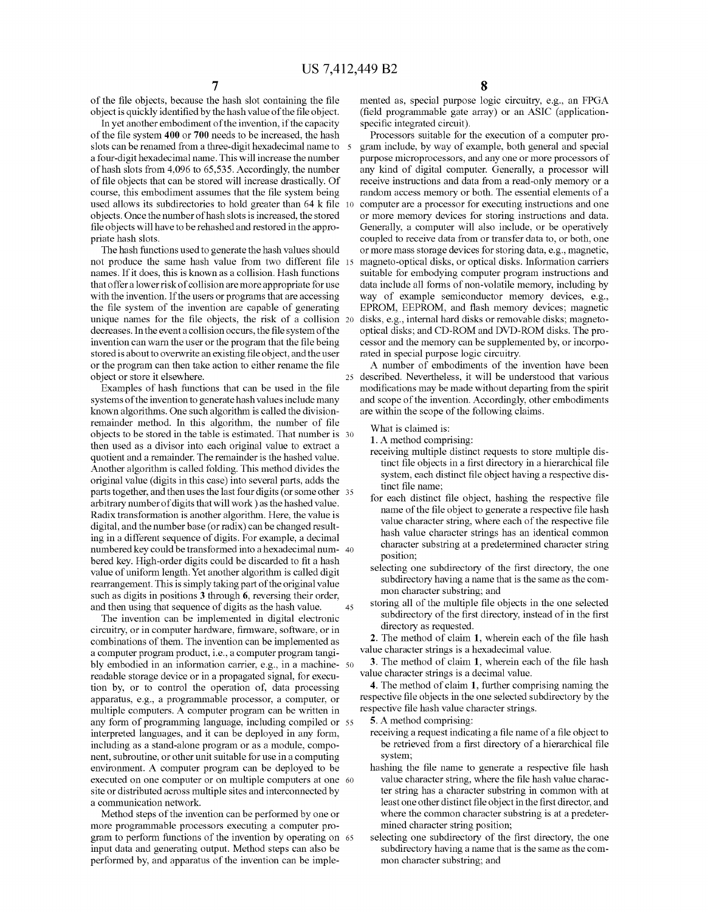of the file objects, because the hash slot containing the file object is quickly identified by the hash value of the file object.

In yet another embodiment of the invention, if the capacity of the file system **400** or **700** needs to be increased, the hash slots can be renamed from a three-digit hexadecimal name to a four-digit hexadecimal name. This will increase the number of hash slots from 4,096 to 65,535. Accordingly, the number of file objects that can be stored will increase drastically. Of course, this embodiment assumes that the file system being used allows its subdirectories to hold greater than 64 k file objects. Once the number of hash slots is increased, the stored file objects will have to be rehashed and restored in the appropriate hash slots.

The hash functions used to generate the hash values should not produce the same hash value from two different file names. If it does, this is known as a collision. Hash functions that offer a lower risk of collision are more appropriate for use with the invention. If the users or programs that are accessing the file system of the invention are capable of generating unique names for the file objects, the risk of a collision decreases. In the event a collision occurs, the file system of the invention can warn the user or the program that the file being stored is about to overwrite an existing file object, and the user or the program can then take action to either rename the file object or store it elsewhere.

Examples of hash functions that can be used in the file systems of the invention to generate hash values include many known algorithms. One such algorithm is called the division-remainder method. In this algorithm, the number of file objects to be stored in the table is estimated. That number is then used as a divisor into each original value to extract a quotient and a remainder. The remainder is the hashed value. Another algorithm is called folding. This method divides the original value (digits in this case) into several parts, adds the parts together, and then uses the last four digits (or some other arbitrary number of digits that will work ) as the hashed value. Radix transformation is another algorithm. Here, the value is digital, and the number base (or radix) can be changed resulting in a different sequence of digits. For example, a decimal numbered key could be transformed into a hexadecimal numbered key. High-order digits could be discarded to fit a hash value of uniform length. Yet another algorithm is called digit rearrangement. This is simply taking part of the original value such as digits in positions **3** through **6**, reversing their order, and then using that sequence of digits as the hash value.

The invention can be implemented in digital electronic circuitry, or in computer hardware, firmware, software, or in combinations of them. The invention can be implemented as a computer program product, i.e., a computer program tangibly embodied in an information carrier, e.g., in a machine-readable storage device or in a propagated signal, for execution by, or to control the operation of, data processing apparatus, e.g., a programmable processor, a computer, or multiple computers. A computer program can be written in any form of programming language, including compiled or interpreted languages, and it can be deployed in any form, including as a stand-alone program or as a module, component, subroutine, or other unit suitable for use in a computing environment. A computer program can be deployed to be executed on one computer or on multiple computers at one site or distributed across multiple sites and interconnected by a communication network.

Method steps of the invention can be performed by one or more programmable processors executing a computer program to perform functions of the invention by operating on input data and generating output. Method steps can also be performed by, and apparatus of the invention can be implemented as, special purpose logic circuitry, e.g., an FPGA (field programmable gate array) or an ASIC (application-specific integrated circuit).

Processors suitable for the execution of a computer program include, by way of example, both general and special purpose microprocessors, and any one or more processors of any kind of digital computer. Generally, a processor will receive instructions and data from a read-only memory or a random access memory or both. The essential elements of a computer are a processor for executing instructions and one or more memory devices for storing instructions and data. Generally, a computer will also include, or be operatively coupled to receive data from or transfer data to, or both, one or more mass storage devices for storing data, e.g., magnetic, magneto-optical disks, or optical disks. Information carriers suitable for embodying computer program instructions and data include all forms of non-volatile memory, including by way of example semiconductor memory devices, e.g., EPROM, EEPROM, and flash memory devices; magnetic disks, e.g., internal hard disks or removable disks; magneto-optical disks; and CD-ROM and DVD-ROM disks. The processor and the memory can be supplemented by, or incorporated in special purpose logic circuitry.

A number of embodiments of the invention have been described. Nevertheless, it will be understood that various modifications may be made without departing from the spirit and scope of the invention. Accordingly, other embodiments are within the scope of the following claims.

What is claimed is:

**1**. A method comprising:

receiving multiple distinct requests to store multiple distinct file objects in a first directory in a hierarchical file system, each distinct file object having a respective distinct file name;

for each distinct file object, hashing the respective file name of the file object to generate a respective file hash value character string, where each of the respective file hash value character strings has an identical common character substring at a predetermined character string position;

selecting one subdirectory of the first directory, the one subdirectory having a name that is the same as the common character substring; and

storing all of the multiple file objects in the one selected subdirectory of the first directory, instead of in the first directory as requested.

**2**. The method of claim **1**, wherein each of the file hash value character strings is a hexadecimal value.

**3**. The method of claim **1**, wherein each of the file hash value character strings is a decimal value.

**4**. The method of claim **1**, further comprising naming the respective file objects in the one selected subdirectory by the respective file hash value character strings.

**5**. A method comprising:

receiving a request indicating a file name of a file object to be retrieved from a first directory of a hierarchical file system;

hashing the file name to generate a respective file hash value character string, where the file hash value character string has a character substring in common with at least one other distinct file object in the first director, and where the common character substring is at a predetermined character string position;

selecting one subdirectory of the first directory, the one subdirectory having a name that is the same as the common character substring; and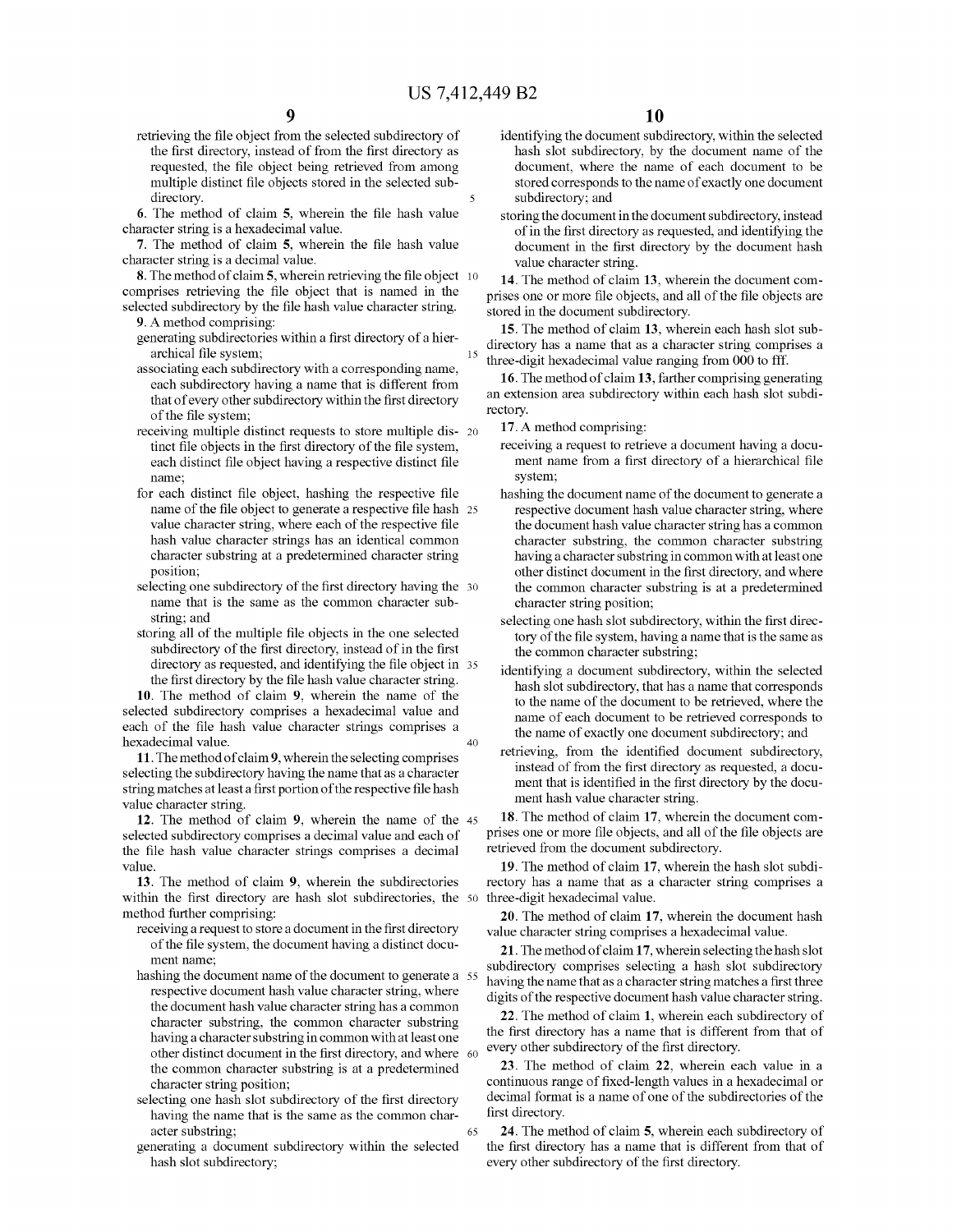retrieving the file object from the selected subdirectory of the first directory, instead of from the first directory as requested, the file object being retrieved from among multiple distinct file objects stored in the selected subdirectory.

**6**. The method of claim **5**, wherein the file hash value character string is a hexadecimal value.

**7**. The method of claim **5**, wherein the file hash value character string is a decimal value.

**8**. The method of claim **5**, wherein retrieving the file object comprises retrieving the file object that is named in the selected subdirectory by the file hash value character string.

**9**. A method comprising:

generating subdirectories within a first directory of a hierarchical file system;

associating each subdirectory with a corresponding name, each subdirectory having a name that is different from that of every other subdirectory within the first directory of the file system;

receiving multiple distinct requests to store multiple distinct file objects in the first directory of the file system, each distinct file object having a respective distinct file name;

for each distinct file object, hashing the respective file name of the file object to generate a respective file hash value character string, where each of the respective file hash value character strings has an identical common character substring at a predetermined character string position;

selecting one subdirectory of the first directory having the name that is the same as the common character substring; and

storing all of the multiple file objects in the one selected subdirectory of the first directory, instead of in the first directory as requested, and identifying the file object in the first directory by the file hash value character string.

**10**. The method of claim **9**, wherein the name of the selected subdirectory comprises a hexadecimal value and each of the file hash value character strings comprises a hexadecimal value.

**11**. The method of claim **9**, wherein the selecting comprises selecting the subdirectory having the name that as a character string matches at least a first portion of the respective file hash value character string.

**12**. The method of claim **9**, wherein the name of the selected subdirectory comprises a decimal value and each of the file hash value character strings comprises a decimal value.

**13**. The method of claim **9**, wherein the subdirectories within the first directory are hash slot subdirectories, the method further comprising:

receiving a request to store a document in the first directory of the file system, the document having a distinct document name;

hashing the document name of the document to generate a respective document hash value character string, where the document hash value character string has a common character substring, the common character substring having a character substring in common with at least one other distinct document in the first directory, and where the common character substring is at a predetermined character string position;

selecting one hash slot subdirectory of the first directory having the name that is the same as the common character substring;

generating a document subdirectory within the selected hash slot subdirectory;

identifying the document subdirectory, within the selected hash slot subdirectory, by the document name of the document, where the name of each document to be stored corresponds to the name of exactly one document subdirectory; and

storing the document in the document subdirectory, instead of in the first directory as requested, and identifying the document in the first directory by the document hash value character string.

**14**. The method of claim **13**, wherein the document comprises one or more file objects, and all of the file objects are stored in the document subdirectory.

**15**. The method of claim **13**, wherein each hash slot subdirectory has a name that as a character string comprises a three-digit hexadecimal value ranging from 000 to fff.

**16**. The method of claim **13**, farther comprising generating an extension area subdirectory within each hash slot subdirectory.

**17**. A method comprising:

receiving a request to retrieve a document having a document name from a first directory of a hierarchical file system;

hashing the document name of the document to generate a respective document hash value character string, where the document hash value character string has a common character substring, the common character substring having a character substring in common with at least one other distinct document in the first directory, and where the common character substring is at a predetermined character string position;

selecting one hash slot subdirectory, within the first directory of the file system, having a name that is the same as the common character substring;

identifying a document subdirectory, within the selected hash slot subdirectory, that has a name that corresponds to the name of the document to be retrieved, where the name of each document to be retrieved corresponds to the name of exactly one document subdirectory; and

retrieving, from the identified document subdirectory, instead of from the first directory as requested, a document that is identified in the first directory by the document hash value character string.

**18**. The method of claim **17**, wherein the document comprises one or more file objects, and all of the file objects are retrieved from the document subdirectory.

**19**. The method of claim **17**, wherein the hash slot subdirectory has a name that as a character string comprises a three-digit hexadecimal value.

**20**. The method of claim **17**, wherein the document hash value character string comprises a hexadecimal value.

**21**. The method of claim **17**, wherein selecting the hash slot subdirectory comprises selecting a hash slot subdirectory having the name that as a character string matches a first three digits of the respective document hash value character string.

**22**. The method of claim **1**, wherein each subdirectory of the first directory has a name that is different from that of every other subdirectory of the first directory.

**23**. The method of claim **22**, wherein each value in a continuous range of fixed-length values in a hexadecimal or decimal format is a name of one of the subdirectories of the first directory.

**24**. The method of claim **5**, wherein each subdirectory of the first directory has a name that is different from that of every other subdirectory of the first directory.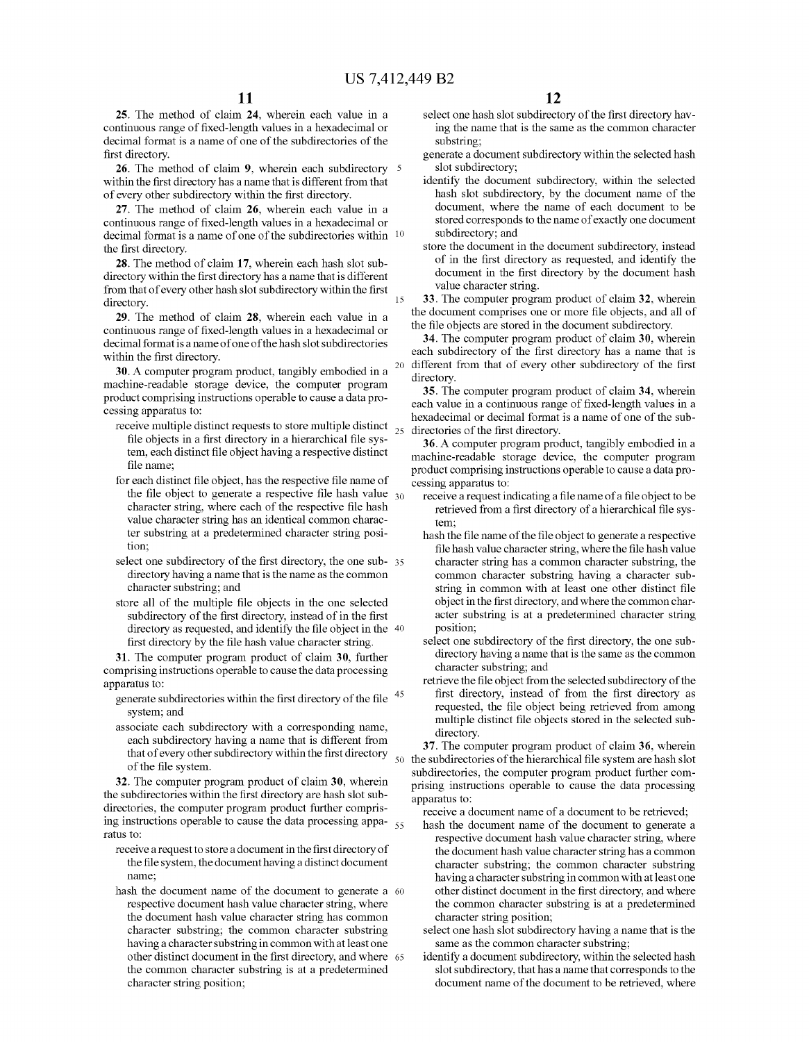25. The method of claim 24, wherein each value in a continuous range of fixed-length values in a hexadecimal or decimal format is a name of one of the subdirectories of the first directory.

26. The method of claim 9, wherein each subdirectory within the first directory has a name that is different from that of every other subdirectory within the first directory.

27. The method of claim 26, wherein each value in a continuous range of fixed-length values in a hexadecimal or decimal format is a name of one of the subdirectories within the first directory.

28. The method of claim 17, wherein each hash slot subdirectory within the first directory has a name that is different from that of every other hash slot subdirectory within the first directory.

29. The method of claim 28, wherein each value in a continuous range of fixed-length values in a hexadecimal or decimal format is a name of one of the hash slot subdirectories within the first directory.

30. A computer program product, tangibly embodied in a machine-readable storage device, the computer program product comprising instructions operable to cause a data processing apparatus to:

receive multiple distinct requests to store multiple distinct file objects in a first directory in a hierarchical file system, each distinct file object having a respective distinct file name;

for each distinct file object, has the respective file name of the file object to generate a respective file hash value character string, where each of the respective file hash value character string has an identical common character substring at a predetermined character string position;

select one subdirectory of the first directory, the one subdirectory having a name that is the name as the common character substring; and

store all of the multiple file objects in the one selected subdirectory of the first directory, instead of in the first directory as requested, and identify the file object in the first directory by the file hash value character string.

31. The computer program product of claim 30, further comprising instructions operable to cause the data processing apparatus to:

generate subdirectories within the first directory of the file system; and

associate each subdirectory with a corresponding name, each subdirectory having a name that is different from that of every other subdirectory within the first directory of the file system.

32. The computer program product of claim 30, wherein the subdirectories within the first directory are hash slot subdirectories, the computer program product further comprising instructions operable to cause the data processing apparatus to:

receive a request to store a document in the first directory of the file system, the document having a distinct document name;

hash the document name of the document to generate a respective document hash value character string, where the document hash value character string has common character substring; the common character substring having a character substring in common with at least one other distinct document in the first directory, and where the common character substring is at a predetermined character string position;

select one hash slot subdirectory of the first directory having the name that is the same as the common character substring;

generate a document subdirectory within the selected hash slot subdirectory;

identify the document subdirectory, within the selected hash slot subdirectory, by the document name of the document, where the name of each document to be stored corresponds to the name of exactly one document subdirectory; and

store the document in the document subdirectory, instead of in the first directory as requested, and identify the document in the first directory by the document hash value character string.

33. The computer program product of claim 32, wherein the document comprises one or more file objects, and all of the file objects are stored in the document subdirectory.

34. The computer program product of claim 30, wherein each subdirectory of the first directory has a name that is different from that of every other subdirectory of the first directory.

35. The computer program product of claim 34, wherein each value in a continuous range of fixed-length values in a hexadecimal or decimal format is a name of one of the subdirectories of the first directory.

36. A computer program product, tangibly embodied in a machine-readable storage device, the computer program product comprising instructions operable to cause a data processing apparatus to:

receive a request indicating a file name of a file object to be retrieved from a first directory of a hierarchical file system;

hash the file name of the file object to generate a respective file hash value character string, where the file hash value character string has a common character substring, the common character substring having a character substring in common with at least one other distinct file object in the first directory, and where the common character substring is at a predetermined character string position;

select one subdirectory of the first directory, the one subdirectory having a name that is the same as the common character substring; and

retrieve the file object from the selected subdirectory of the first directory, instead of from the first directory as requested, the file object being retrieved from among multiple distinct file objects stored in the selected subdirectory.

37. The computer program product of claim 36, wherein the subdirectories of the hierarchical file system are hash slot subdirectories, the computer program product further comprising instructions operable to cause the data processing apparatus to:

receive a document name of a document to be retrieved;

hash the document name of the document to generate a respective document hash value character string, where the document hash value character string has a common character substring; the common character substring having a character substring in common with at least one other distinct document in the first directory, and where the common character substring is at a predetermined character string position;

select one hash slot subdirectory having a name that is the same as the common character substring;

identify a document subdirectory, within the selected hash slot subdirectory, that has a name that corresponds to the document name of the document to be retrieved, where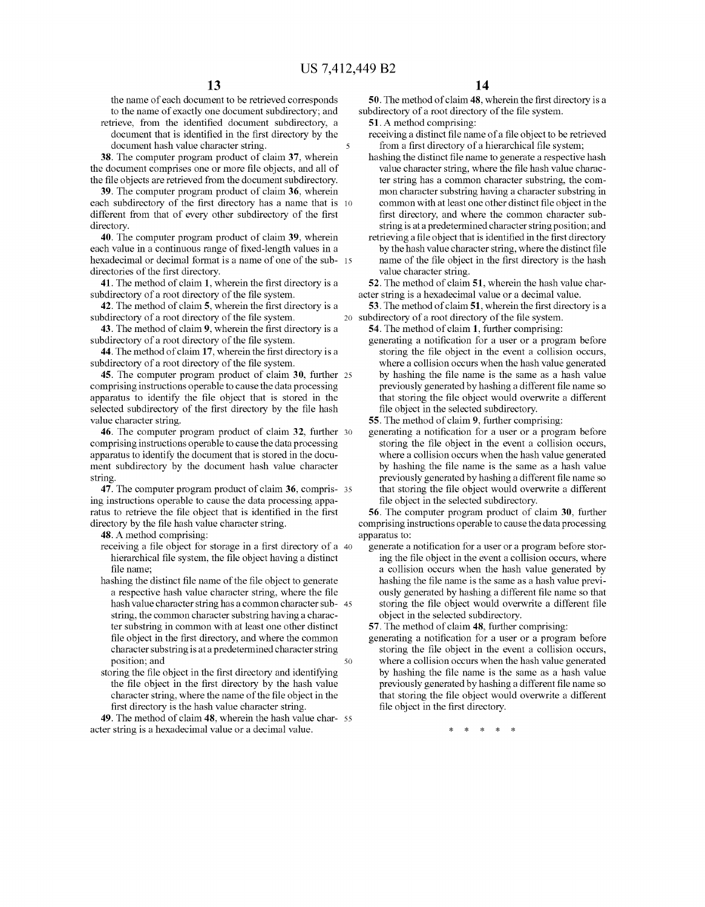the name of each document to be retrieved corresponds to the name of exactly one document subdirectory; and

retrieve, from the identified document subdirectory, a document that is identified in the first directory by the document hash value character string.

**38**. The computer program product of claim **37**, wherein the document comprises one or more file objects, and all of the file objects are retrieved from the document subdirectory.

**39**. The computer program product of claim **36**, wherein each subdirectory of the first directory has a name that is different from that of every other subdirectory of the first directory.

**40**. The computer program product of claim **39**, wherein each value in a continuous range of fixed-length values in a hexadecimal or decimal format is a name of one of the subdirectories of the first directory.

**41**. The method of claim **1**, wherein the first directory is a subdirectory of a root directory of the file system.

**42**. The method of claim **5**, wherein the first directory is a subdirectory of a root directory of the file system.

**43**. The method of claim **9**, wherein the first directory is a subdirectory of a root directory of the file system.

**44**. The method of claim **17**, wherein the first directory is a subdirectory of a root directory of the file system.

**45**. The computer program product of claim **30**, further comprising instructions operable to cause the data processing apparatus to identify the file object that is stored in the selected subdirectory of the first directory by the file hash value character string.

**46**. The computer program product of claim **32**, further comprising instructions operable to cause the data processing apparatus to identify the document that is stored in the document subdirectory by the document hash value character string.

**47**. The computer program product of claim **36**, comprising instructions operable to cause the data processing apparatus to retrieve the file object that is identified in the first directory by the file hash value character string.

**48**. A method comprising:

receiving a file object for storage in a first directory of a hierarchical file system, the file object having a distinct file name;

hashing the distinct file name of the file object to generate a respective hash value character string, where the file hash value character string has a common character substring, the common character substring having a character substring in common with at least one other distinct file object in the first directory, and where the common character substring is at a predetermined character string position; and

storing the file object in the first directory and identifying the file object in the first directory by the hash value character string, where the name of the file object in the first directory is the hash value character string.

**49**. The method of claim **48**, wherein the hash value character string is a hexadecimal value or a decimal value.

**50**. The method of claim **48**, wherein the first directory is a subdirectory of a root directory of the file system.

**51**. A method comprising:

receiving a distinct file name of a file object to be retrieved from a first directory of a hierarchical file system;

hashing the distinct file name to generate a respective hash value character string, where the file hash value character string has a common character substring, the common character substring having a character substring in common with at least one other distinct file object in the first directory, and where the common character substring is at a predetermined character string position; and

retrieving a file object that is identified in the first directory by the hash value character string, where the distinct file name of the file object in the first directory is the hash value character string.

**52**. The method of claim **51**, wherein the hash value character string is a hexadecimal value or a decimal value.

**53**. The method of claim **51**, wherein the first directory is a subdirectory of a root directory of the file system.

**54**. The method of claim **1**, further comprising:

generating a notification for a user or a program before storing the file object in the event a collision occurs, where a collision occurs when the hash value generated by hashing the file name is the same as a hash value previously generated by hashing a different file name so that storing the file object would overwrite a different file object in the selected subdirectory.

**55**. The method of claim **9**, further comprising:

generating a notification for a user or a program before storing the file object in the event a collision occurs, where a collision occurs when the hash value generated by hashing the file name is the same as a hash value previously generated by hashing a different file name so that storing the file object would overwrite a different file object in the selected subdirectory.

**56**. The computer program product of claim **30**, further comprising instructions operable to cause the data processing apparatus to:

generate a notification for a user or a program before storing the file object in the event a collision occurs, where a collision occurs when the hash value generated by hashing the file name is the same as a hash value previously generated by hashing a different file name so that storing the file object would overwrite a different file object in the selected subdirectory.

**57**. The method of claim **48**, further comprising:

generating a notification for a user or a program before storing the file object in the event a collision occurs, where a collision occurs when the hash value generated by hashing the file name is the same as a hash value previously generated by hashing a different file name so that storing the file object would overwrite a different file object in the first directory.

* * * * *